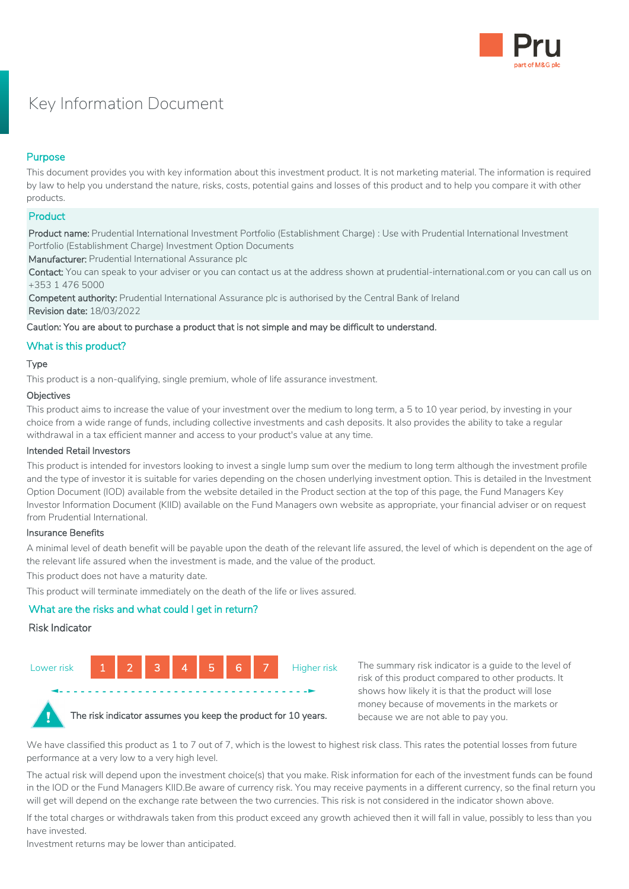Pru
part of M&G plc

# Key Information Document

## Purpose

This document provides you with key information about this investment product. It is not marketing material. The information is required by law to help you understand the nature, risks, costs, potential gains and losses of this product and to help you compare it with other products.

## Product

**Product name:** Prudential International Investment Portfolio (Establishment Charge) : Use with Prudential International Investment Portfolio (Establishment Charge) Investment Option Documents
**Manufacturer:** Prudential International Assurance plc
**Contact:** You can speak to your adviser or you can contact us at the address shown at prudential-international.com or you can call us on +353 1 476 5000
**Competent authority:** Prudential International Assurance plc is authorised by the Central Bank of Ireland
**Revision date:** 18/03/2022

Caution: You are about to purchase a product that is not simple and may be difficult to understand.

## What is this product?

### Type

This product is a non-qualifying, single premium, whole of life assurance investment.

### Objectives

This product aims to increase the value of your investment over the medium to long term, a 5 to 10 year period, by investing in your choice from a wide range of funds, including collective investments and cash deposits. It also provides the ability to take a regular withdrawal in a tax efficient manner and access to your product's value at any time.

### Intended Retail Investors

This product is intended for investors looking to invest a single lump sum over the medium to long term although the investment profile and the type of investor it is suitable for varies depending on the chosen underlying investment option. This is detailed in the Investment Option Document (IOD) available from the website detailed in the Product section at the top of this page, the Fund Managers Key Investor Information Document (KIID) available on the Fund Managers own website as appropriate, your financial adviser or on request from Prudential International.

### Insurance Benefits

A minimal level of death benefit will be payable upon the death of the relevant life assured, the level of which is dependent on the age of the relevant life assured when the investment is made, and the value of the product.

This product does not have a maturity date.

This product will terminate immediately on the death of the life or lives assured.

## What are the risks and what could I get in return?

### Risk Indicator

Lower risk | 1 | 2 | 3 | 4 | 5 | 6 | 7 | Higher risk

The risk indicator assumes you keep the product for 10 years.

The summary risk indicator is a guide to the level of risk of this product compared to other products. It shows how likely it is that the product will lose money because of movements in the markets or because we are not able to pay you.

We have classified this product as 1 to 7 out of 7, which is the lowest to highest risk class. This rates the potential losses from future performance at a very low to a very high level.

The actual risk will depend upon the investment choice(s) that you make. Risk information for each of the investment funds can be found in the IOD or the Fund Managers KIID.Be aware of currency risk. You may receive payments in a different currency, so the final return you will get will depend on the exchange rate between the two currencies. This risk is not considered in the indicator shown above.

If the total charges or withdrawals taken from this product exceed any growth achieved then it will fall in value, possibly to less than you have invested.
Investment returns may be lower than anticipated.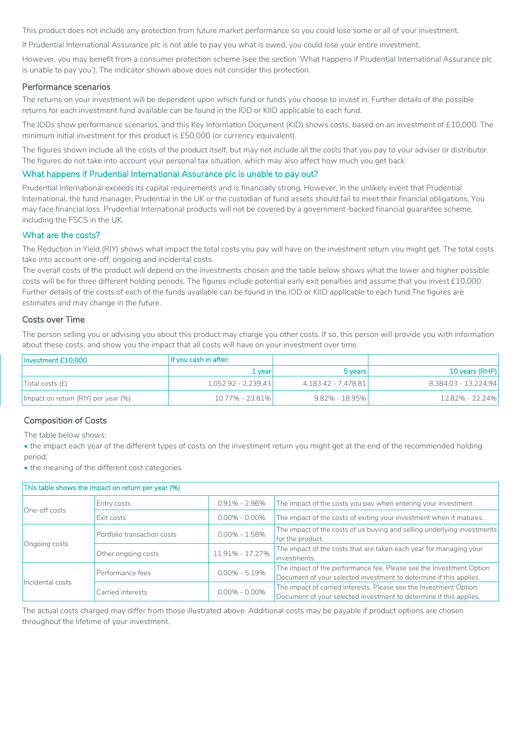This product does not include any protection from future market performance so you could lose some or all of your investment.

If Prudential International Assurance plc is not able to pay you what is owed, you could lose your entire investment.

However, you may benefit from a consumer protection scheme (see the section 'What happens if Prudential International Assurance plc is unable to pay you'). The indicator shown above does not consider this protection.

### Performance scenarios

The returns on your investment will be dependent upon which fund or funds you choose to invest in. Further details of the possible returns for each investment fund available can be found in the IOD or KIID applicable to each fund.

The IODs show performance scenarios, and this Key Information Document (KID) shows costs, based on an investment of £10,000. The minimum initial investment for this product is £50,000 (or currency equivalent).

The figures shown include all the costs of the product itself, but may not include all the costs that you pay to your adviser or distributor. The figures do not take into account your personal tax situation, which may also affect how much you get back.

## What happens if Prudential International Assurance plc is unable to pay out?

Prudential International exceeds its capital requirements and is financially strong. However, in the unlikely event that Prudential International, the fund manager, Prudential in the UK or the custodian of fund assets should fail to meet their financial obligations, You may face financial loss. Prudential International products will not be covered by a government-backed financial guarantee scheme, including the FSCS in the UK.

## What are the costs?

The Reduction in Yield (RIY) shows what impact the total costs you pay will have on the investment return you might get. The total costs take into account one-off, ongoing and incidental costs.
The overall costs of the product will depend on the investments chosen and the table below shows what the lower and higher possible costs will be for three different holding periods. The figures include potential early exit penalties and assume that you invest £10,000. Further details of the costs of each of the funds available can be found in the IOD or KIID applicable to each fund.The figures are estimates and may change in the future.

### Costs over Time

The person selling you or advising you about this product may charge you other costs. If so, this person will provide you with information about these costs, and show you the impact that all costs will have on your investment over time.

| Investment £10,000 | If you cash in after: | | |
|---|---|---|---|
| | 1 year | 5 years | 10 years (RHP) |
| Total costs (£) | 1,052.92 - 2,239.43 | 4,183.42 - 7,478.81 | 8,384.03 - 13,224.94 |
| Impact on return (RIY) per year (%) | 10.77% - 23.81% | 9.82% - 18.95% | 12.82% - 22.24% |

### Composition of Costs

The table below shows:

- the impact each year of the different types of costs on the investment return you might get at the end of the recommended holding period;
- the meaning of the different cost categories.

| This table shows the impact on return per year (%) | | | |
|---|---|---|---|
| One-off costs | Entry costs | 0.91% - 2.96% | The impact of the costs you pay when entering your investment. |
| | Exit costs | 0.00% - 0.00% | The impact of the costs of exiting your investment when it matures. |
| Ongoing costs | Portfolio transaction costs | 0.00% - 1.58% | The impact of the costs of us buying and selling underlying investments for the product. |
| | Other ongoing costs | 11.91% - 17.27% | The impact of the costs that are taken each year for managing your investments. |
| Incidental costs | Performance fees | 0.00% - 5.19% | The impact of the performance fee. Please see the Investment Option Document of your selected investment to determine if this applies. |
| | Carried interests | 0.00% - 0.00% | The impact of carried interests. Please see the Investment Option Document of your selected investment to determine if this applies. |

The actual costs charged may differ from those illustrated above. Additional costs may be payable if product options are chosen throughout the lifetime of your investment.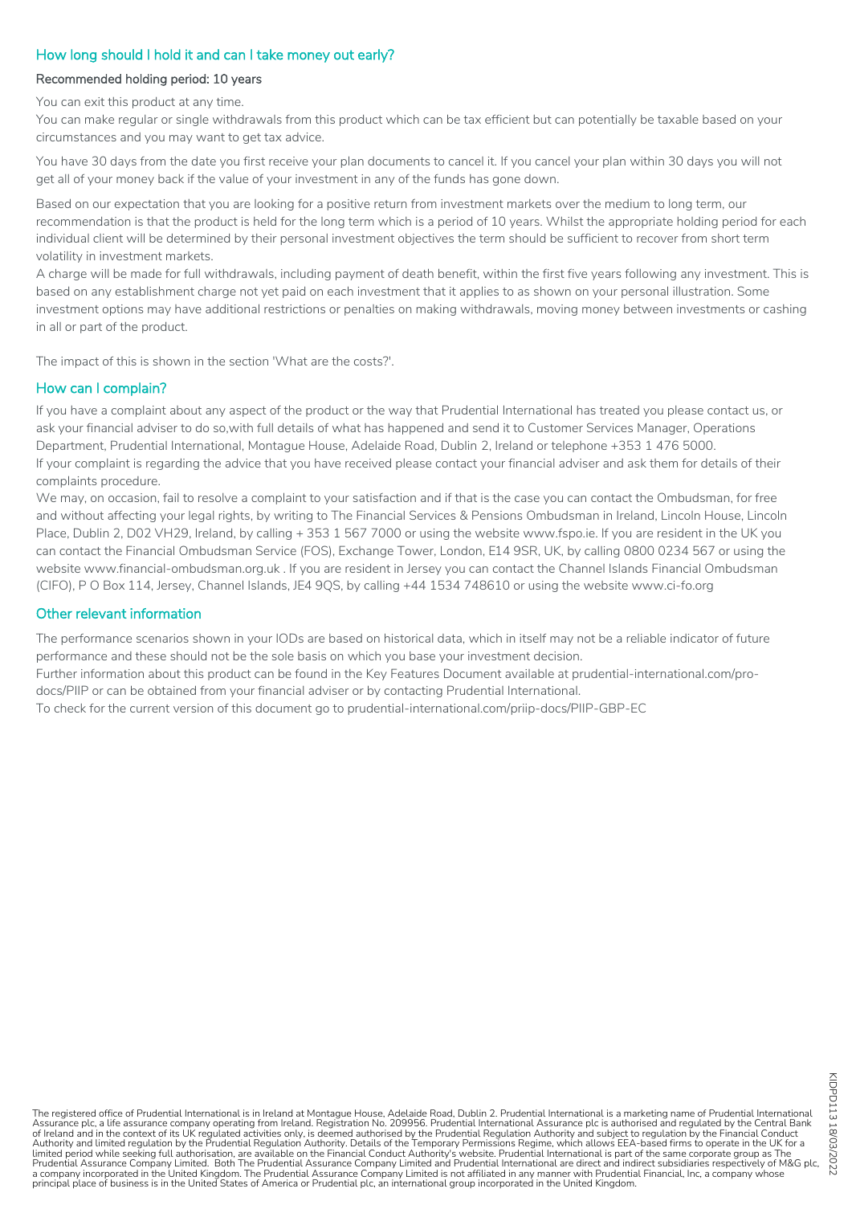## How long should I hold it and can I take money out early?

**Recommended holding period: 10 years**

You can exit this product at any time.

You can make regular or single withdrawals from this product which can be tax efficient but can potentially be taxable based on your circumstances and you may want to get tax advice.

You have 30 days from the date you first receive your plan documents to cancel it. If you cancel your plan within 30 days you will not get all of your money back if the value of your investment in any of the funds has gone down.

Based on our expectation that you are looking for a positive return from investment markets over the medium to long term, our recommendation is that the product is held for the long term which is a period of 10 years. Whilst the appropriate holding period for each individual client will be determined by their personal investment objectives the term should be sufficient to recover from short term volatility in investment markets.

A charge will be made for full withdrawals, including payment of death benefit, within the first five years following any investment. This is based on any establishment charge not yet paid on each investment that it applies to as shown on your personal illustration. Some investment options may have additional restrictions or penalties on making withdrawals, moving money between investments or cashing in all or part of the product.

The impact of this is shown in the section 'What are the costs?'.

## How can I complain?

If you have a complaint about any aspect of the product or the way that Prudential International has treated you please contact us, or ask your financial adviser to do so,with full details of what has happened and send it to Customer Services Manager, Operations Department, Prudential International, Montague House, Adelaide Road, Dublin 2, Ireland or telephone +353 1 476 5000.

If your complaint is regarding the advice that you have received please contact your financial adviser and ask them for details of their complaints procedure.

We may, on occasion, fail to resolve a complaint to your satisfaction and if that is the case you can contact the Ombudsman, for free and without affecting your legal rights, by writing to The Financial Services & Pensions Ombudsman in Ireland, Lincoln House, Lincoln Place, Dublin 2, D02 VH29, Ireland, by calling + 353 1 567 7000 or using the website www.fspo.ie. If you are resident in the UK you can contact the Financial Ombudsman Service (FOS), Exchange Tower, London, E14 9SR, UK, by calling 0800 0234 567 or using the website www.financial-ombudsman.org.uk . If you are resident in Jersey you can contact the Channel Islands Financial Ombudsman (CIFO), P O Box 114, Jersey, Channel Islands, JE4 9QS, by calling +44 1534 748610 or using the website www.ci-fo.org

## Other relevant information

The performance scenarios shown in your IODs are based on historical data, which in itself may not be a reliable indicator of future performance and these should not be the sole basis on which you base your investment decision.

Further information about this product can be found in the Key Features Document available at prudential-international.com/pro-docs/PIIP or can be obtained from your financial adviser or by contacting Prudential International.

To check for the current version of this document go to prudential-international.com/priip-docs/PIIP-GBP-EC

The registered office of Prudential International is in Ireland at Montague House, Adelaide Road, Dublin 2. Prudential International is a marketing name of Prudential International Assurance plc, a life assurance company operating from Ireland. Registration No. 209956. Prudential International Assurance plc is authorised and regulated by the Central Bank of Ireland and in the context of its UK regulated activities only, is deemed authorised by the Prudential Regulation Authority and subject to regulation by the Financial Conduct Authority and limited regulation by the Prudential Regulation Authority. Details of the Temporary Permissions Regime, which allows EEA-based firms to operate in the UK for a limited period while seeking full authorisation, are available on the Financial Conduct Authority's website. Prudential International is part of the same corporate group as The Prudential Assurance Company Limited. Both The Prudential Assurance Company Limited and Prudential International are direct and indirect subsidiaries respectively of M&G plc, a company incorporated in the United Kingdom. The Prudential Assurance Company Limited is not affiliated in any manner with Prudential Financial, Inc, a company whose principal place of business is in the United States of America or Prudential plc, an international group incorporated in the United Kingdom.

KIDPD113 18/03/2022